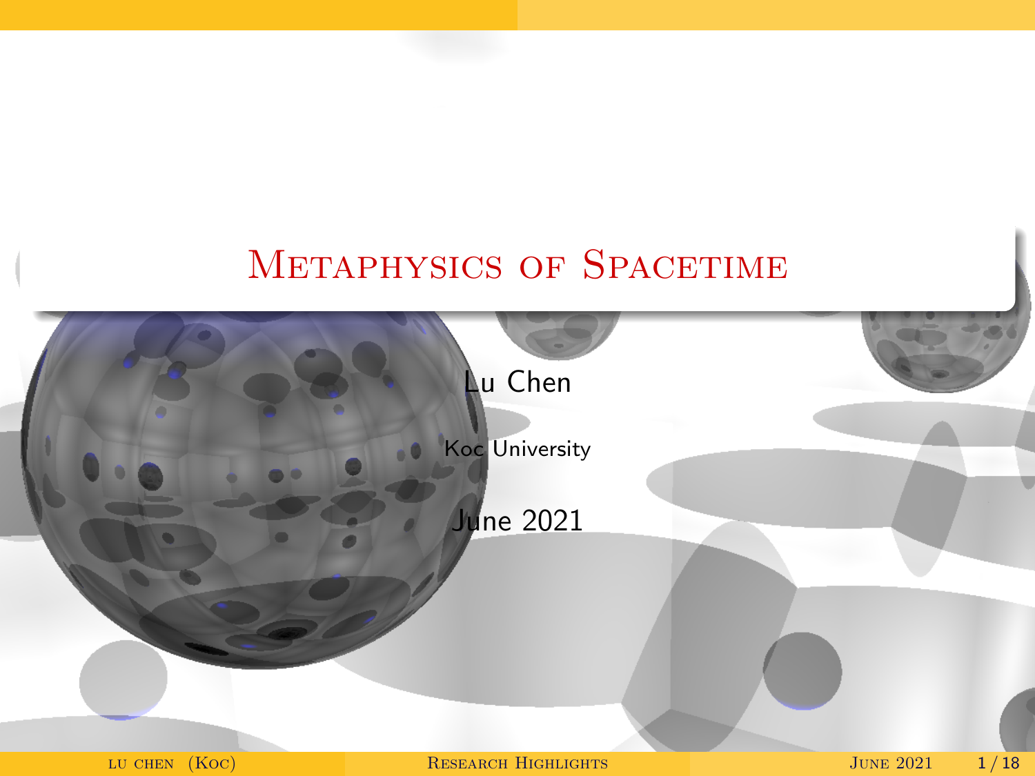# Metaphysics of Spacetime

Lu Chen

Koc University

June 2021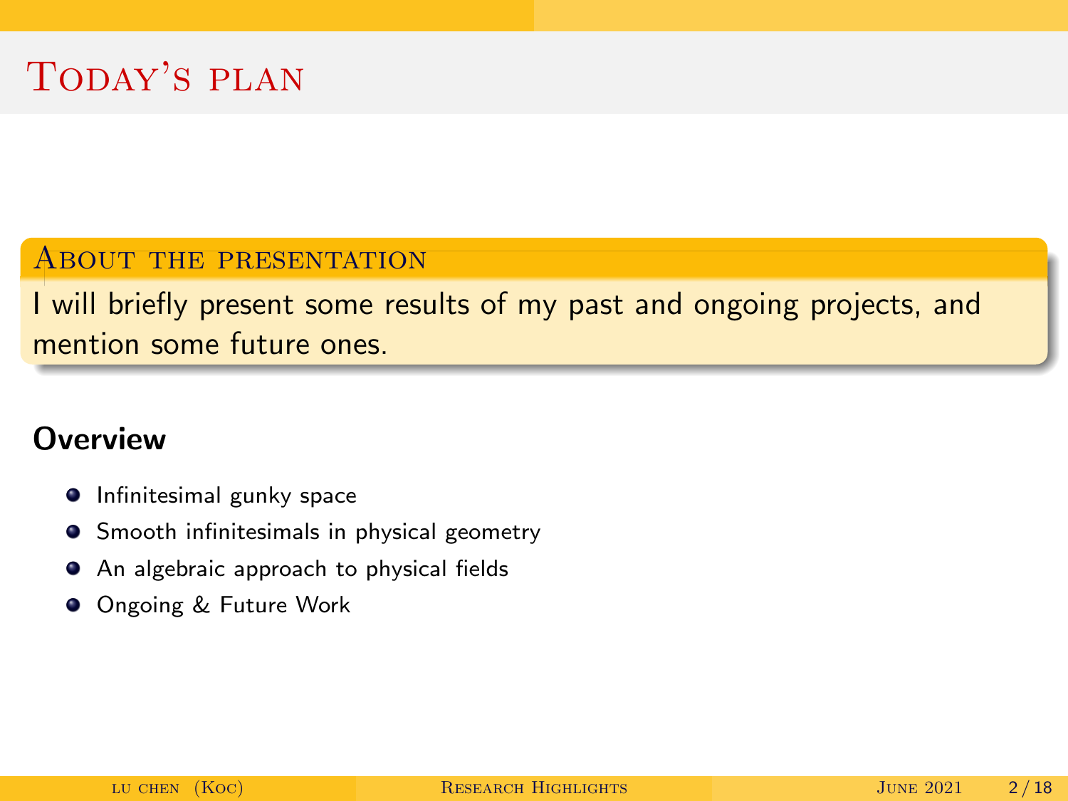# Today's plan

**About the presentation**

I will briefly present some results of my past and ongoing projects, and mention some future ones.

## Overview

- Infinitesimal gunky space
- Smooth infinitesimals in physical geometry
- An algebraic approach to physical fields
- Ongoing & Future Work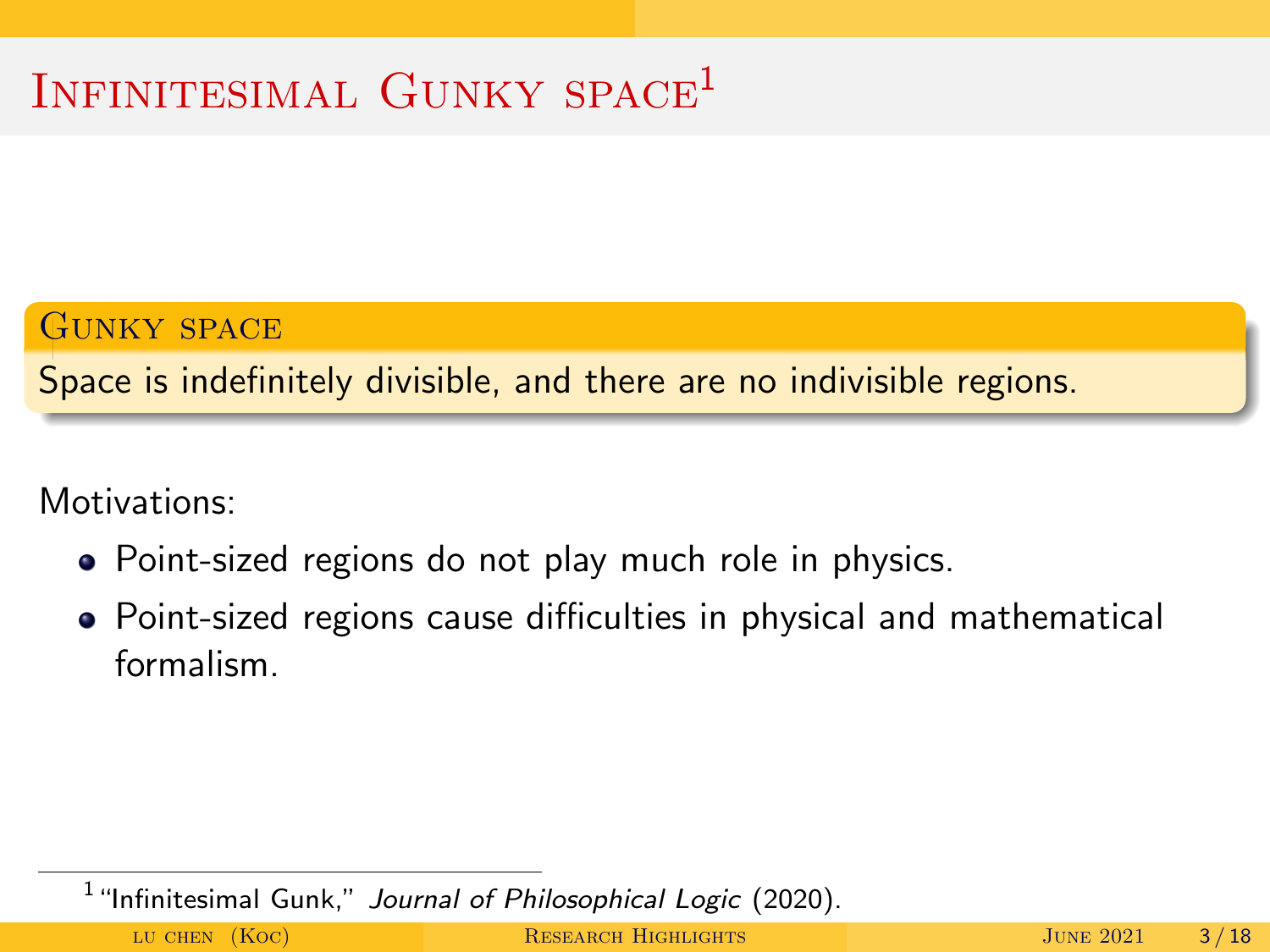# Infinitesimal Gunky space[1]

**Gunky space**

Space is indefinitely divisible, and there are no indivisible regions.

Motivations:

- Point-sized regions do not play much role in physics.
- Point-sized regions cause difficulties in physical and mathematical formalism.

[1] "Infinitesimal Gunk," *Journal of Philosophical Logic* (2020).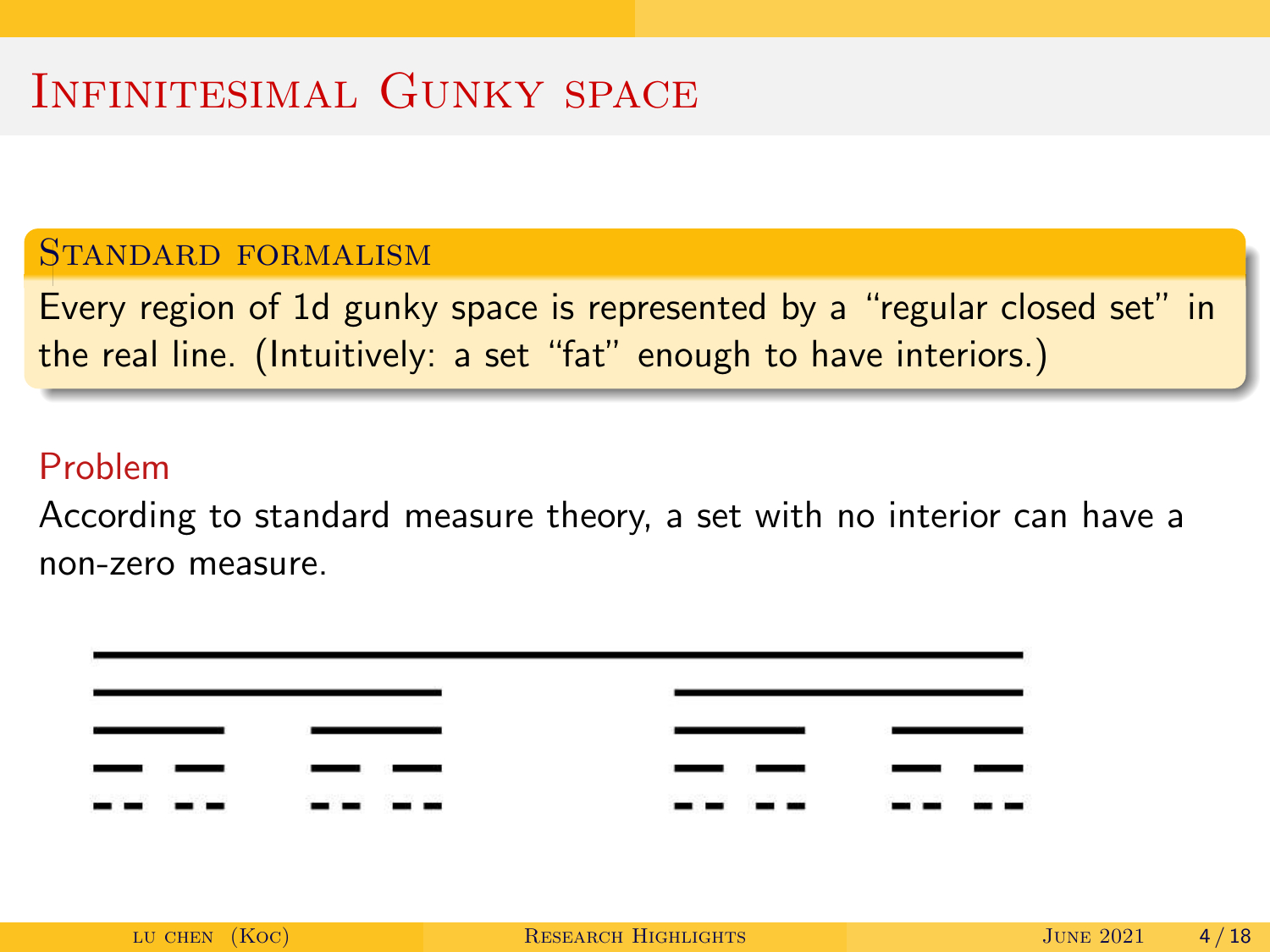# Infinitesimal Gunky space

**Standard formalism**

Every region of 1d gunky space is represented by a "regular closed set" in the real line. (Intuitively: a set "fat" enough to have interiors.)

**Problem**

According to standard measure theory, a set with no interior can have a non-zero measure.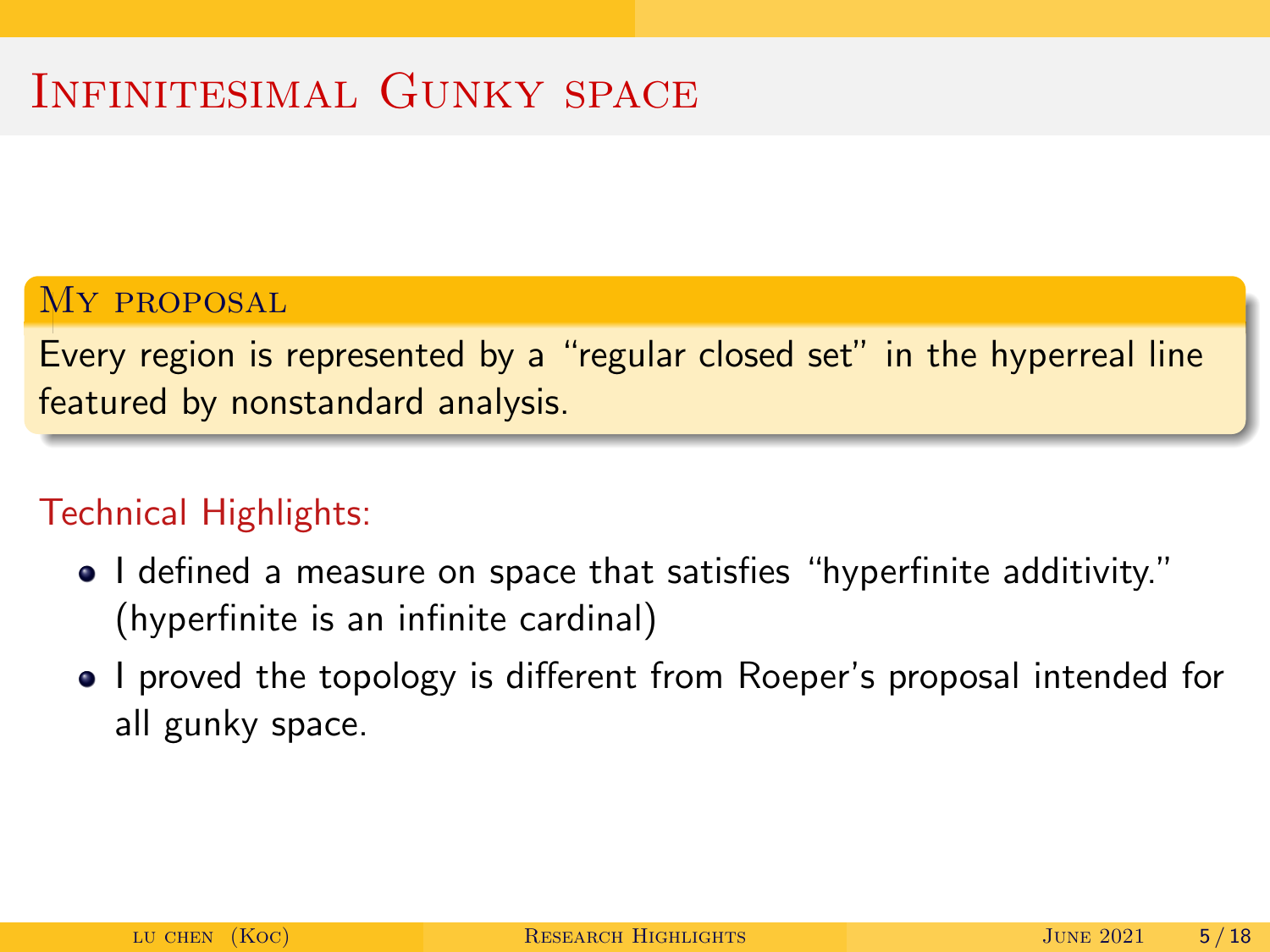# Infinitesimal Gunky space

### My proposal

Every region is represented by a "regular closed set" in the hyperreal line featured by nonstandard analysis.

Technical Highlights:

- I defined a measure on space that satisfies "hyperfinite additivity." (hyperfinite is an infinite cardinal)
- I proved the topology is different from Roeper's proposal intended for all gunky space.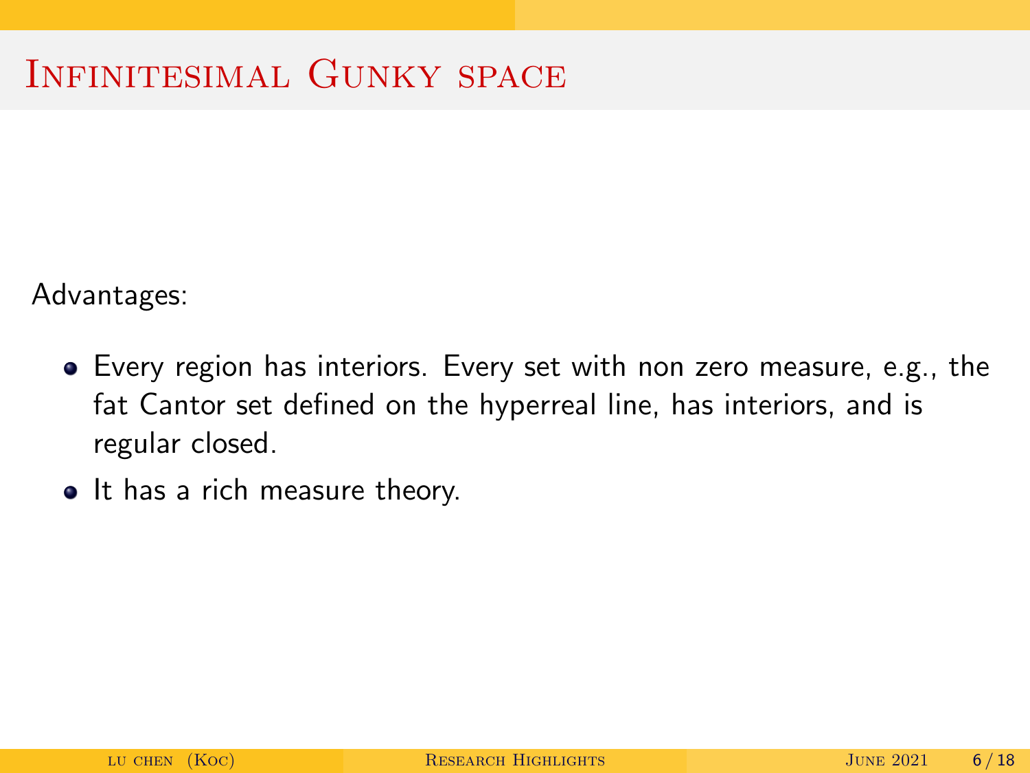# Infinitesimal Gunky space

Advantages:

- Every region has interiors. Every set with non zero measure, e.g., the fat Cantor set defined on the hyperreal line, has interiors, and is regular closed.
- It has a rich measure theory.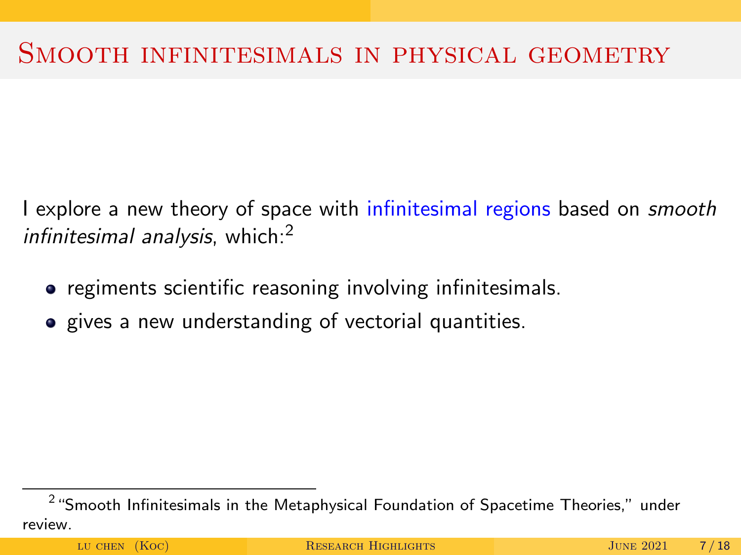# Smooth infinitesimals in physical geometry

I explore a new theory of space with infinitesimal regions based on *smooth infinitesimal analysis*, which:[2]

- regiments scientific reasoning involving infinitesimals.
- gives a new understanding of vectorial quantities.

[2] "Smooth Infinitesimals in the Metaphysical Foundation of Spacetime Theories," under review.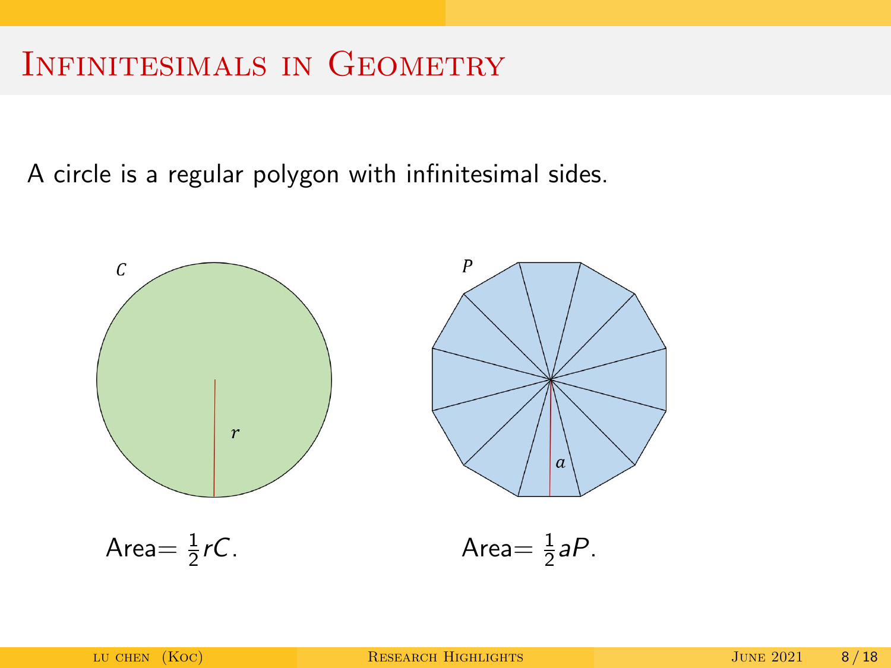# Infinitesimals in Geometry

A circle is a regular polygon with infinitesimal sides.

Area $= \frac{1}{2} rC$.

Area $= \frac{1}{2} aP$.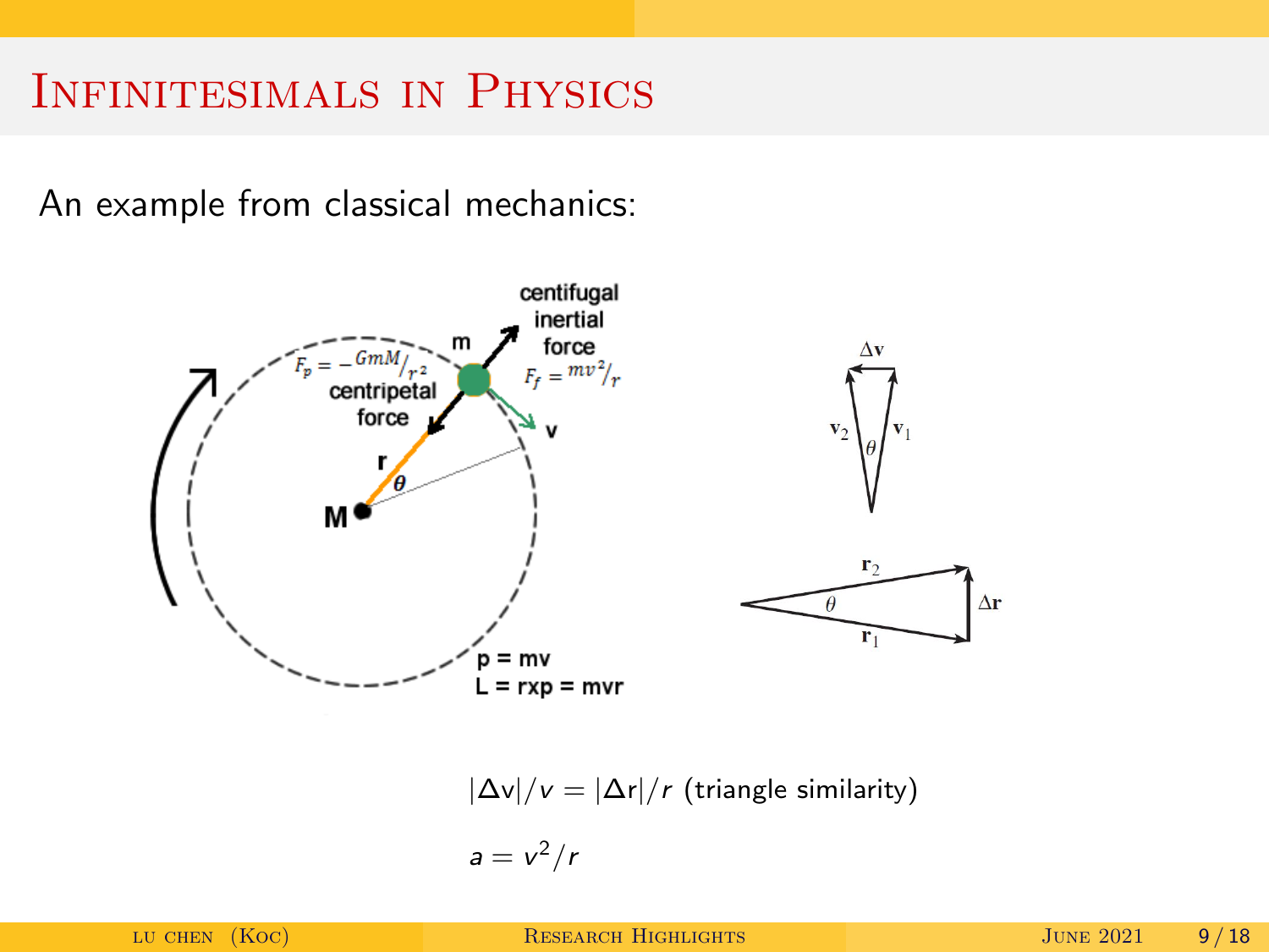# Infinitesimals in Physics

An example from classical mechanics:

$|\Delta \mathrm{v}|/v = |\Delta \mathrm{r}|/r$ (triangle similarity)

$a = v^2/r$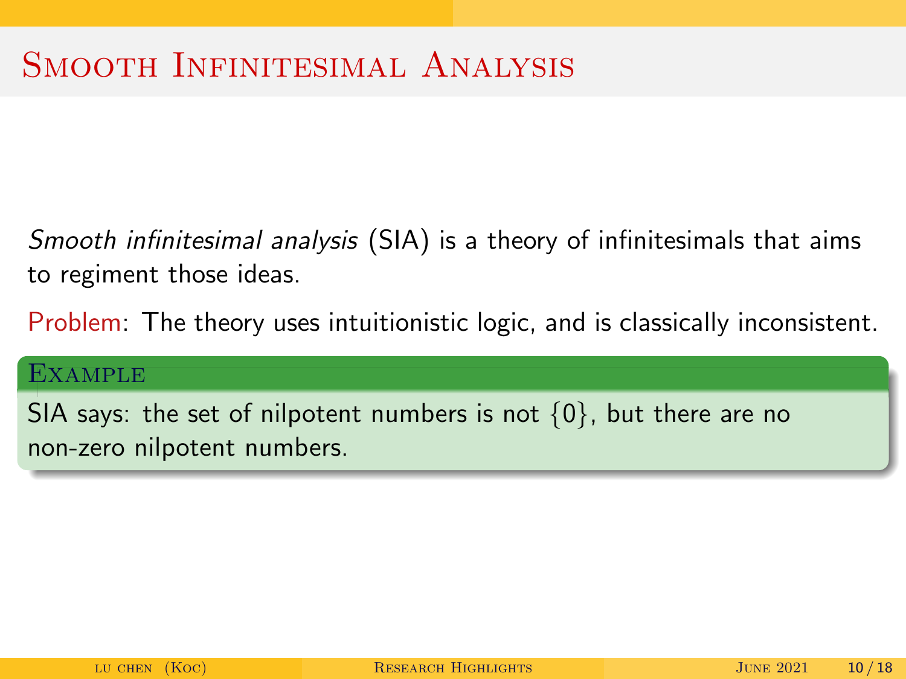# Smooth Infinitesimal Analysis

*Smooth infinitesimal analysis* (SIA) is a theory of infinitesimals that aims to regiment those ideas.

Problem: The theory uses intuitionistic logic, and is classically inconsistent.

**Example**

SIA says: the set of nilpotent numbers is not $\{0\}$, but there are no non-zero nilpotent numbers.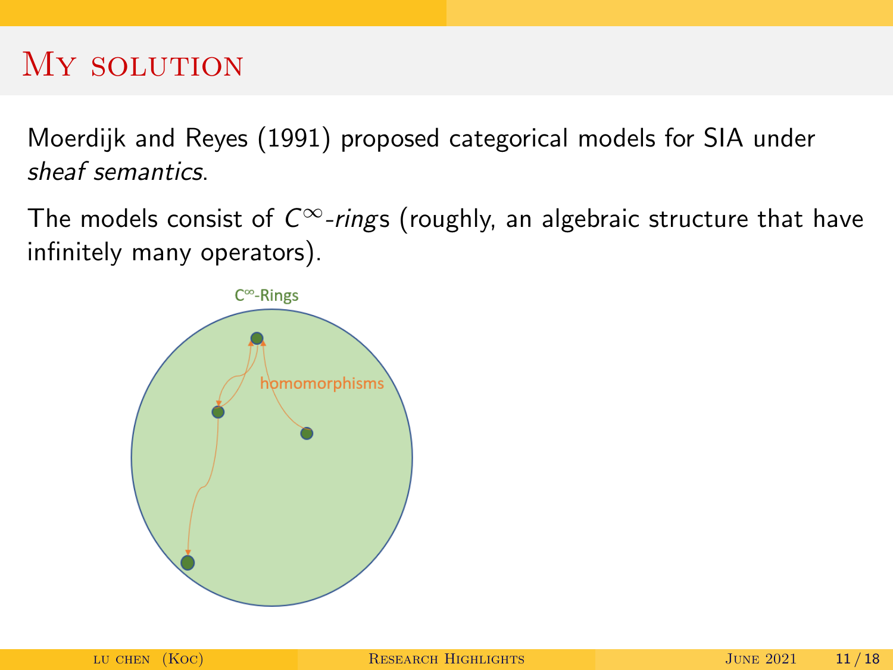# My solution

Moerdijk and Reyes (1991) proposed categorical models for SIA under *sheaf semantics*.

The models consist of $C^\infty$-*ring*s (roughly, an algebraic structure that have infinitely many operators).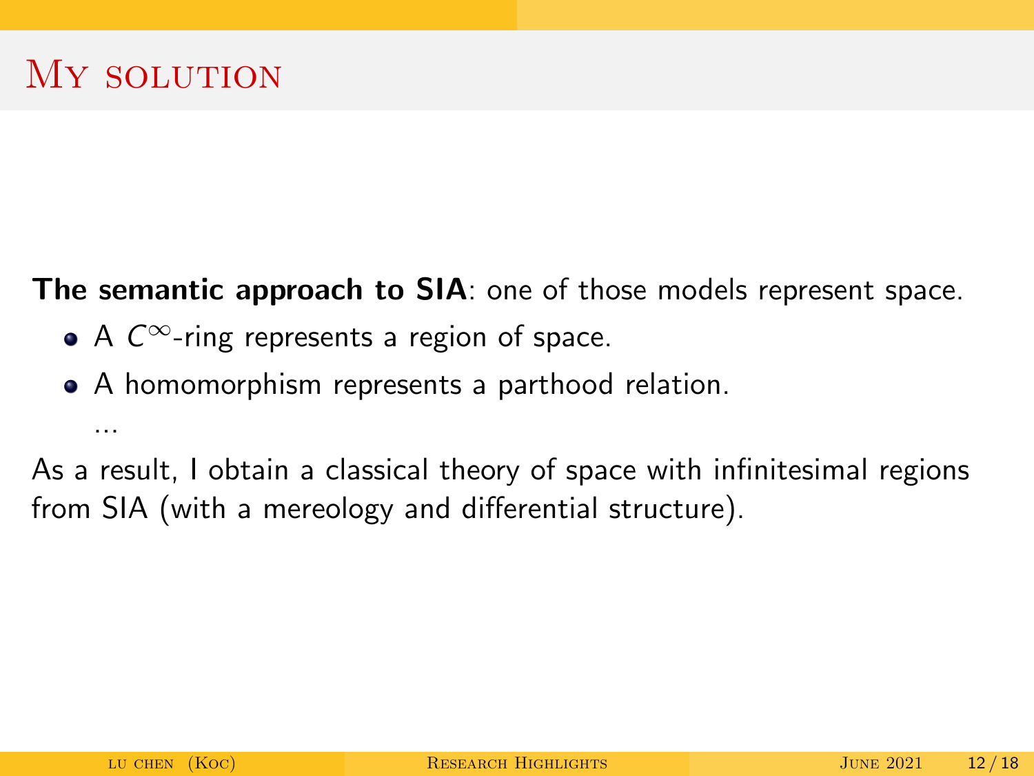# My solution

**The semantic approach to SIA**: one of those models represent space.

- A $C^\infty$-ring represents a region of space.
- A homomorphism represents a parthood relation.

  ...

As a result, I obtain a classical theory of space with infinitesimal regions from SIA (with a mereology and differential structure).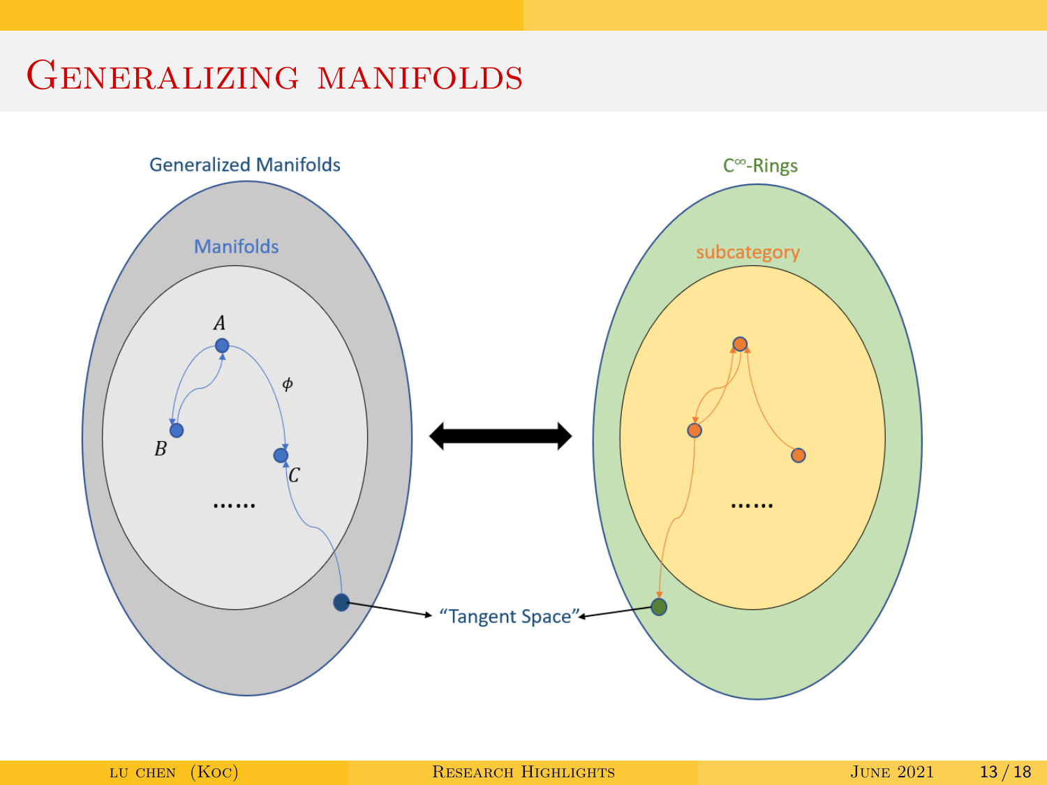# Generalizing manifolds

Generalized Manifolds

Manifolds

$A$

$\phi$

$B$

$C$

......

$C^\infty$-Rings

subcategory

......

"Tangent Space"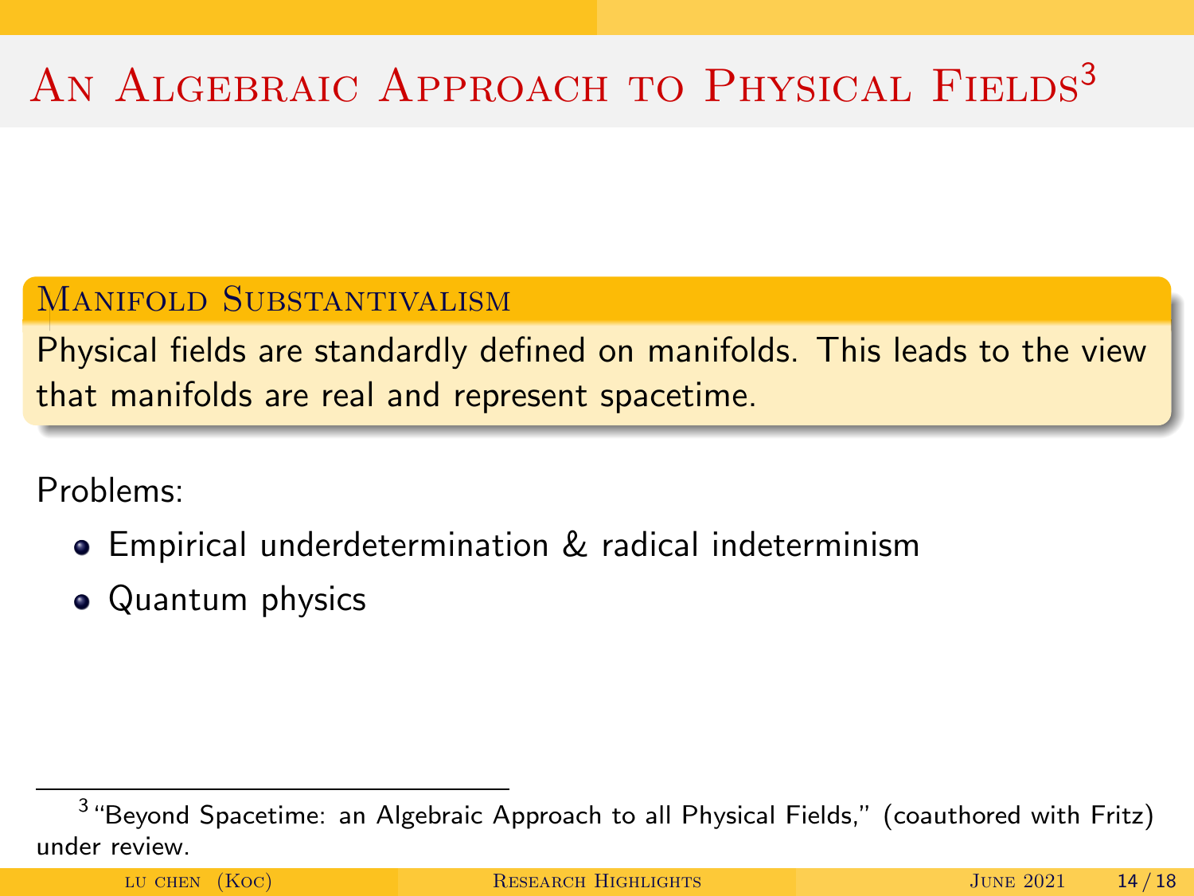# An Algebraic Approach to Physical Fields[3]

### Manifold Substantivalism

Physical fields are standardly defined on manifolds. This leads to the view that manifolds are real and represent spacetime.

Problems:

- Empirical underdetermination & radical indeterminism
- Quantum physics

[3] "Beyond Spacetime: an Algebraic Approach to all Physical Fields," (coauthored with Fritz) under review.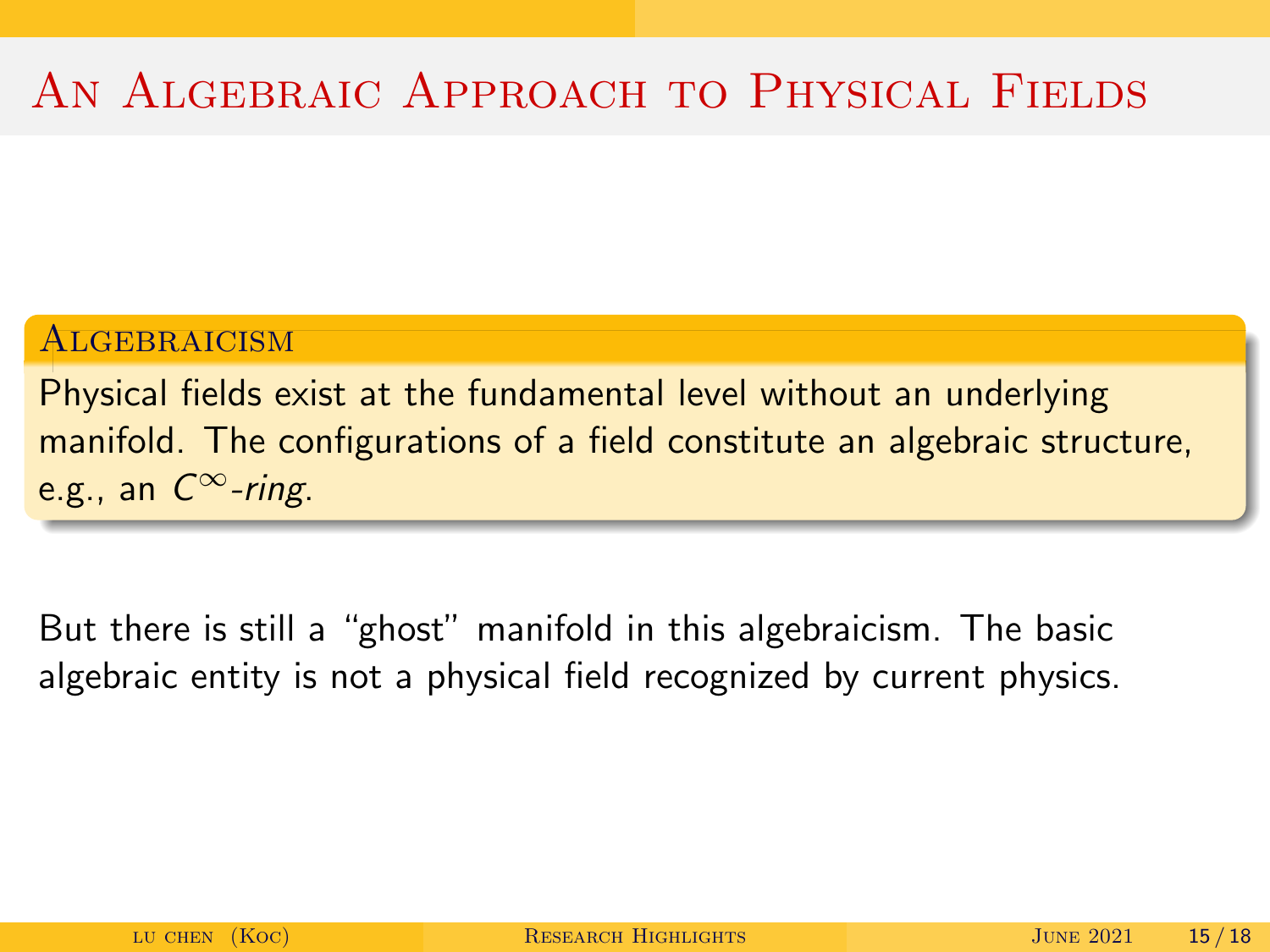# An Algebraic Approach to Physical Fields

**Algebraicism**

Physical fields exist at the fundamental level without an underlying manifold. The configurations of a field constitute an algebraic structure, e.g., an $C^{\infty}$-*ring*.

But there is still a "ghost" manifold in this algebraicism. The basic algebraic entity is not a physical field recognized by current physics.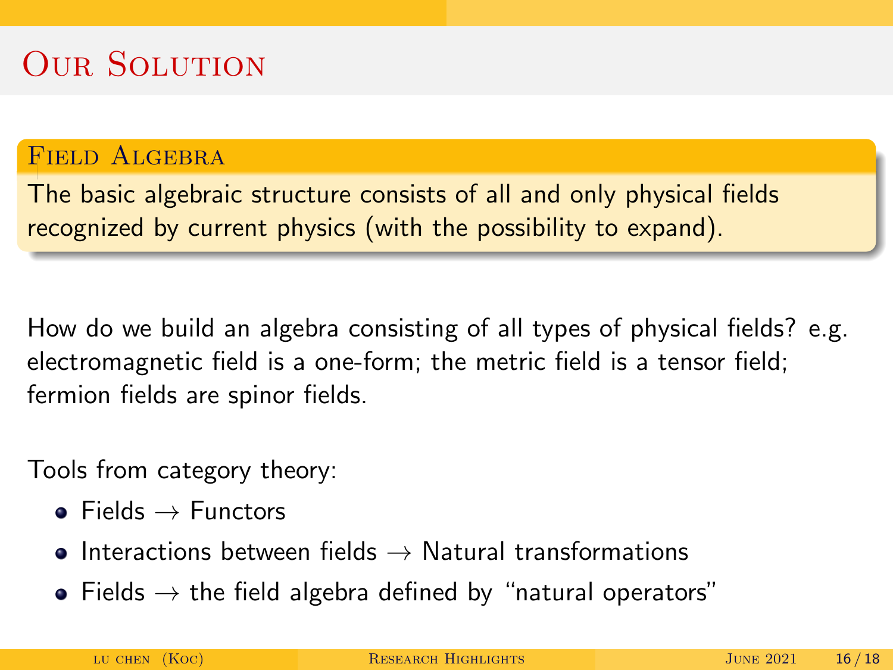# Our Solution

### Field Algebra

The basic algebraic structure consists of all and only physical fields recognized by current physics (with the possibility to expand).

How do we build an algebra consisting of all types of physical fields? e.g. electromagnetic field is a one-form; the metric field is a tensor field; fermion fields are spinor fields.

Tools from category theory:

- Fields $\rightarrow$ Functors
- Interactions between fields $\rightarrow$ Natural transformations
- Fields $\rightarrow$ the field algebra defined by "natural operators"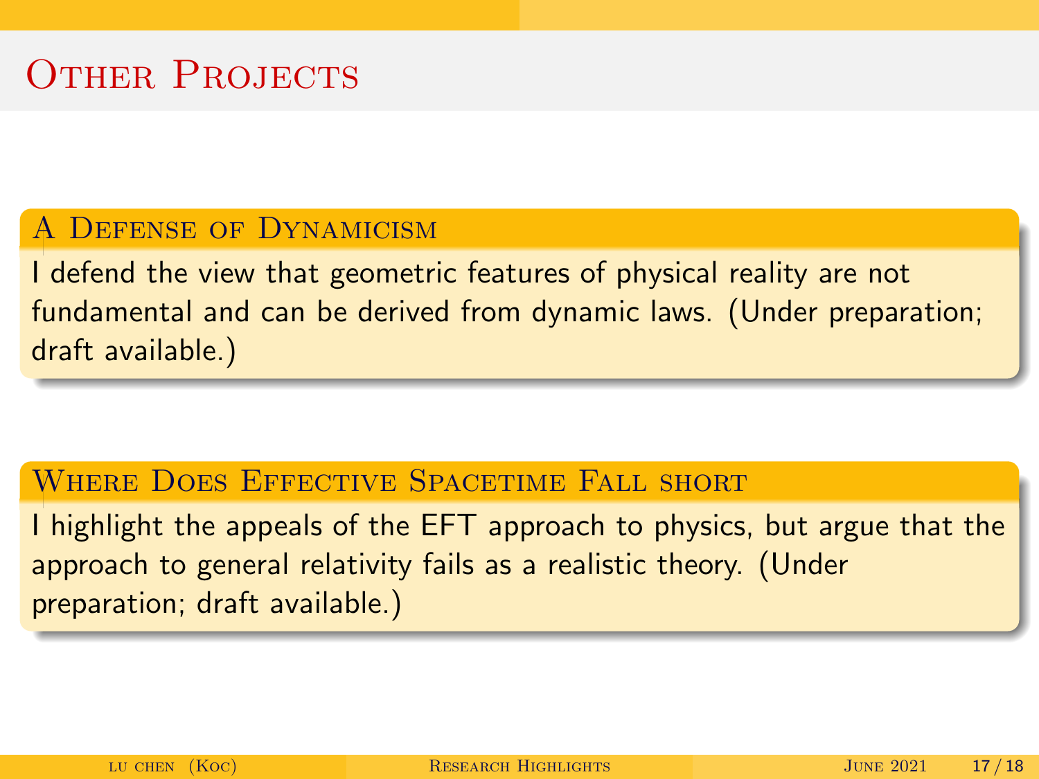# Other Projects

## A Defense of Dynamicism

I defend the view that geometric features of physical reality are not fundamental and can be derived from dynamic laws. (Under preparation; draft available.)

## Where Does Effective Spacetime Fall short

I highlight the appeals of the EFT approach to physics, but argue that the approach to general relativity fails as a realistic theory. (Under preparation; draft available.)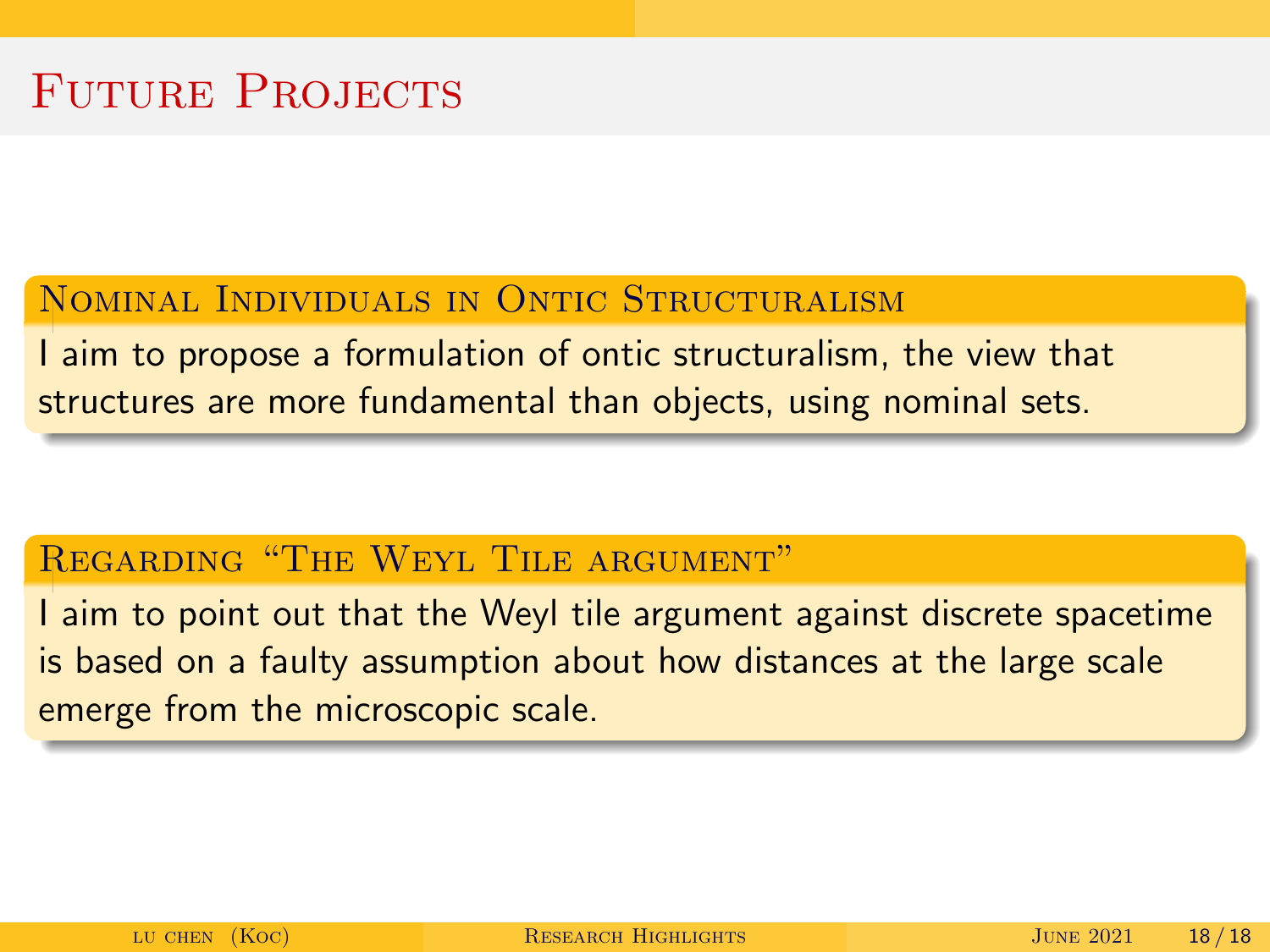# Future Projects

### Nominal Individuals in Ontic Structuralism

I aim to propose a formulation of ontic structuralism, the view that structures are more fundamental than objects, using nominal sets.

### Regarding "The Weyl Tile argument"

I aim to point out that the Weyl tile argument against discrete spacetime is based on a faulty assumption about how distances at the large scale emerge from the microscopic scale.